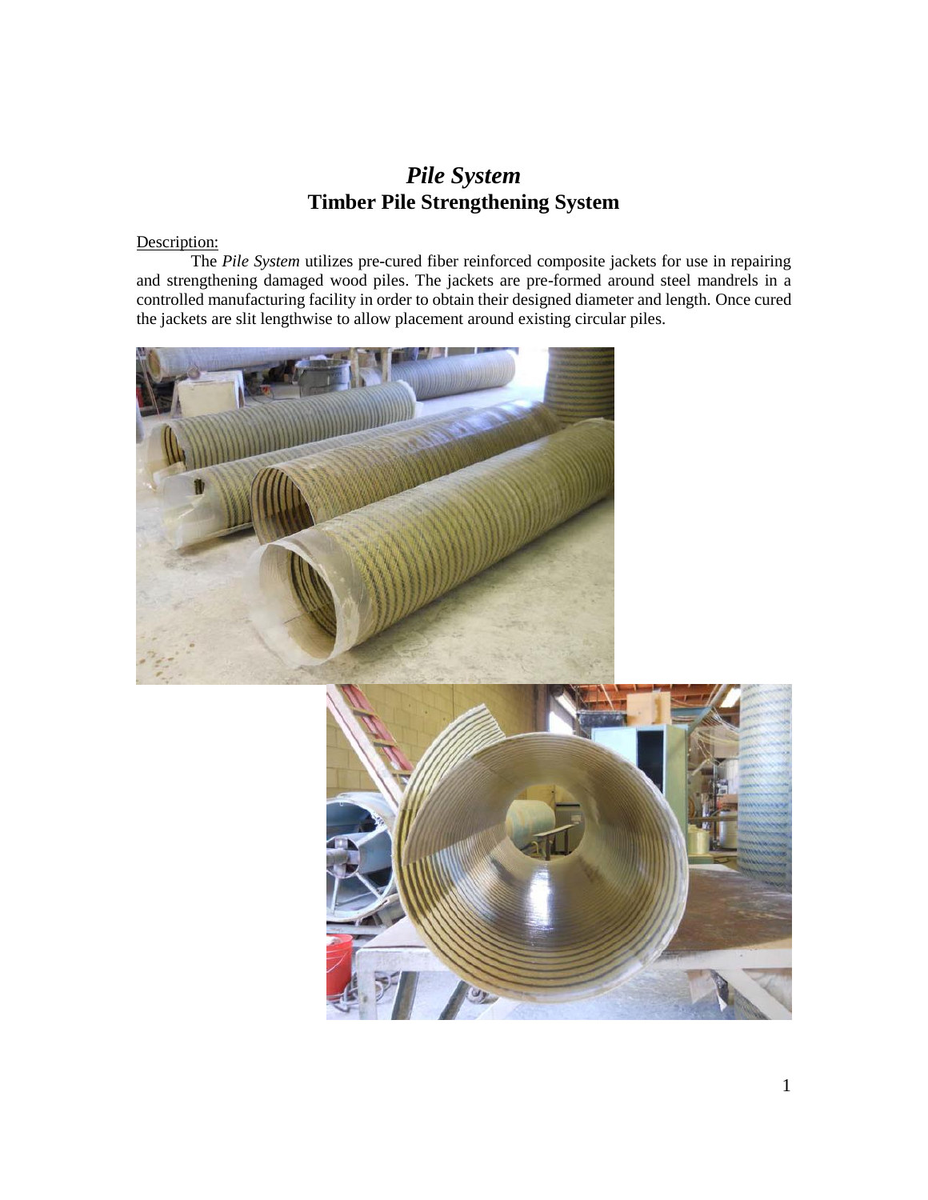# *Pile System*
## Timber Pile Strengthening System

Description:

The *Pile System* utilizes pre-cured fiber reinforced composite jackets for use in repairing and strengthening damaged wood piles. The jackets are pre-formed around steel mandrels in a controlled manufacturing facility in order to obtain their designed diameter and length. Once cured the jackets are slit lengthwise to allow placement around existing circular piles.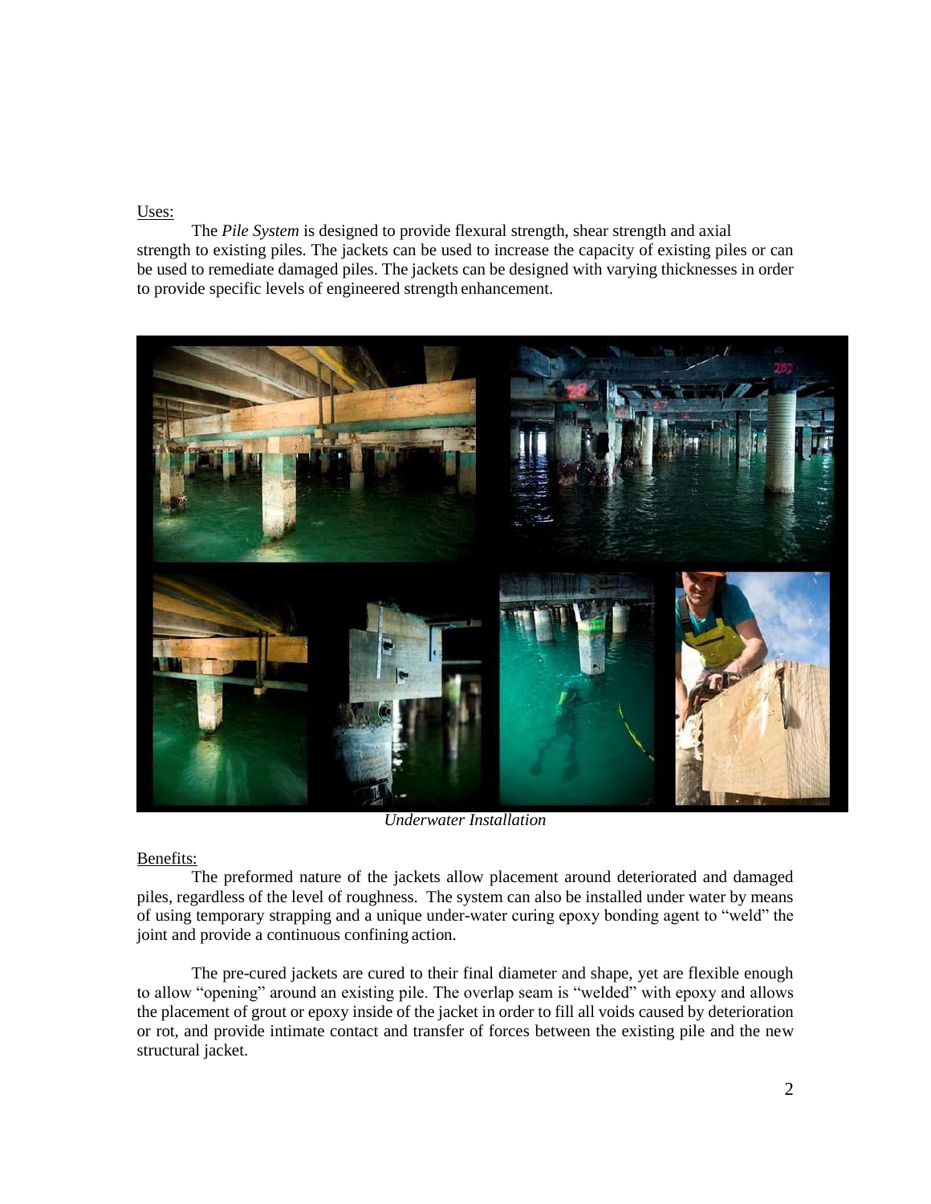Uses:

The *Pile System* is designed to provide flexural strength, shear strength and axial strength to existing piles. The jackets can be used to increase the capacity of existing piles or can be used to remediate damaged piles. The jackets can be designed with varying thicknesses in order to provide specific levels of engineered strength enhancement.

*Underwater Installation*

Benefits:

The preformed nature of the jackets allow placement around deteriorated and damaged piles, regardless of the level of roughness. The system can also be installed under water by means of using temporary strapping and a unique under-water curing epoxy bonding agent to "weld" the joint and provide a continuous confining action.

The pre-cured jackets are cured to their final diameter and shape, yet are flexible enough to allow "opening" around an existing pile. The overlap seam is "welded" with epoxy and allows the placement of grout or epoxy inside of the jacket in order to fill all voids caused by deterioration or rot, and provide intimate contact and transfer of forces between the existing pile and the new structural jacket.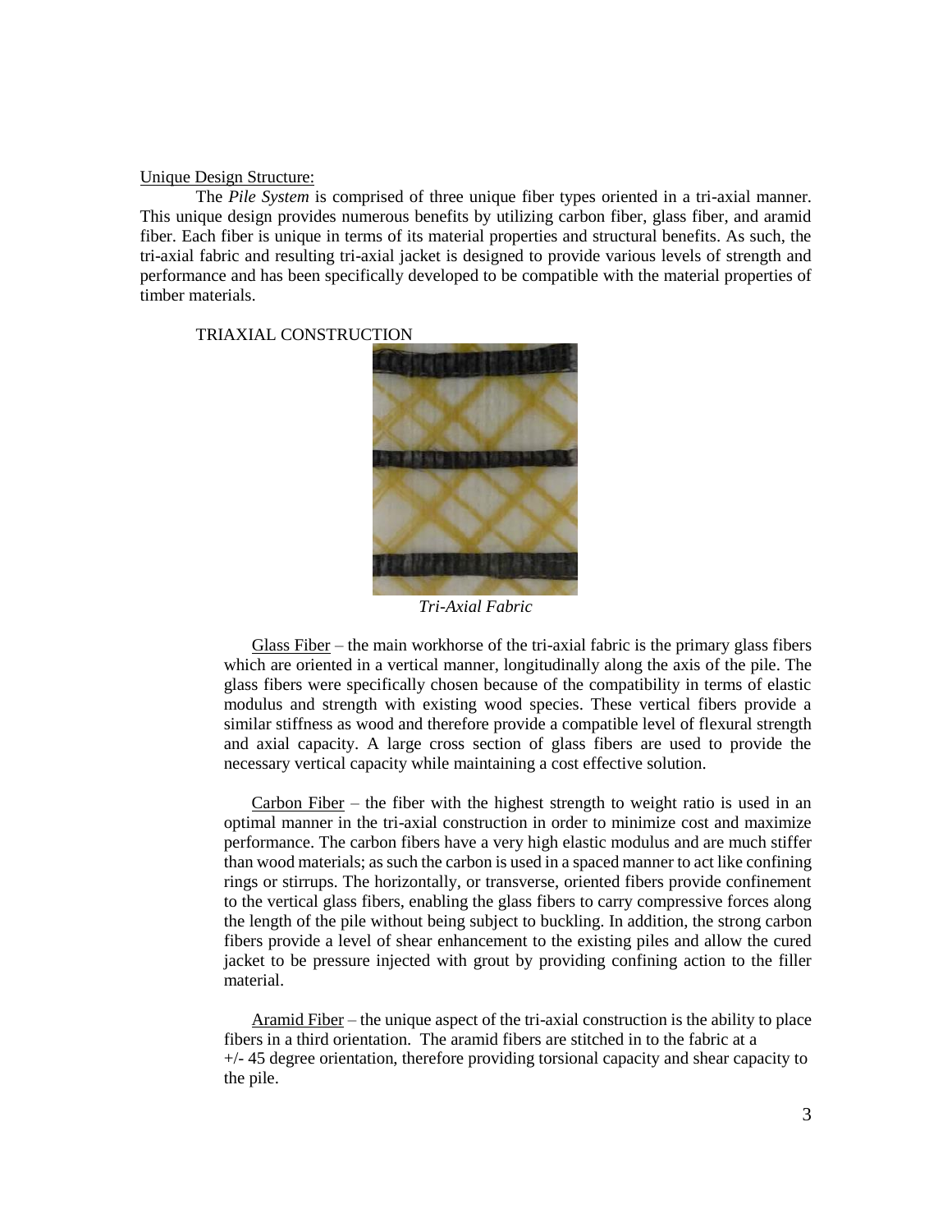Unique Design Structure:

The *Pile System* is comprised of three unique fiber types oriented in a tri-axial manner. This unique design provides numerous benefits by utilizing carbon fiber, glass fiber, and aramid fiber. Each fiber is unique in terms of its material properties and structural benefits. As such, the tri-axial fabric and resulting tri-axial jacket is designed to provide various levels of strength and performance and has been specifically developed to be compatible with the material properties of timber materials.

TRIAXIAL CONSTRUCTION

*Tri-Axial Fabric*

Glass Fiber – the main workhorse of the tri-axial fabric is the primary glass fibers which are oriented in a vertical manner, longitudinally along the axis of the pile. The glass fibers were specifically chosen because of the compatibility in terms of elastic modulus and strength with existing wood species. These vertical fibers provide a similar stiffness as wood and therefore provide a compatible level of flexural strength and axial capacity. A large cross section of glass fibers are used to provide the necessary vertical capacity while maintaining a cost effective solution.

Carbon Fiber – the fiber with the highest strength to weight ratio is used in an optimal manner in the tri-axial construction in order to minimize cost and maximize performance. The carbon fibers have a very high elastic modulus and are much stiffer than wood materials; as such the carbon is used in a spaced manner to act like confining rings or stirrups. The horizontally, or transverse, oriented fibers provide confinement to the vertical glass fibers, enabling the glass fibers to carry compressive forces along the length of the pile without being subject to buckling. In addition, the strong carbon fibers provide a level of shear enhancement to the existing piles and allow the cured jacket to be pressure injected with grout by providing confining action to the filler material.

Aramid Fiber – the unique aspect of the tri-axial construction is the ability to place fibers in a third orientation. The aramid fibers are stitched in to the fabric at a +/- 45 degree orientation, therefore providing torsional capacity and shear capacity to the pile.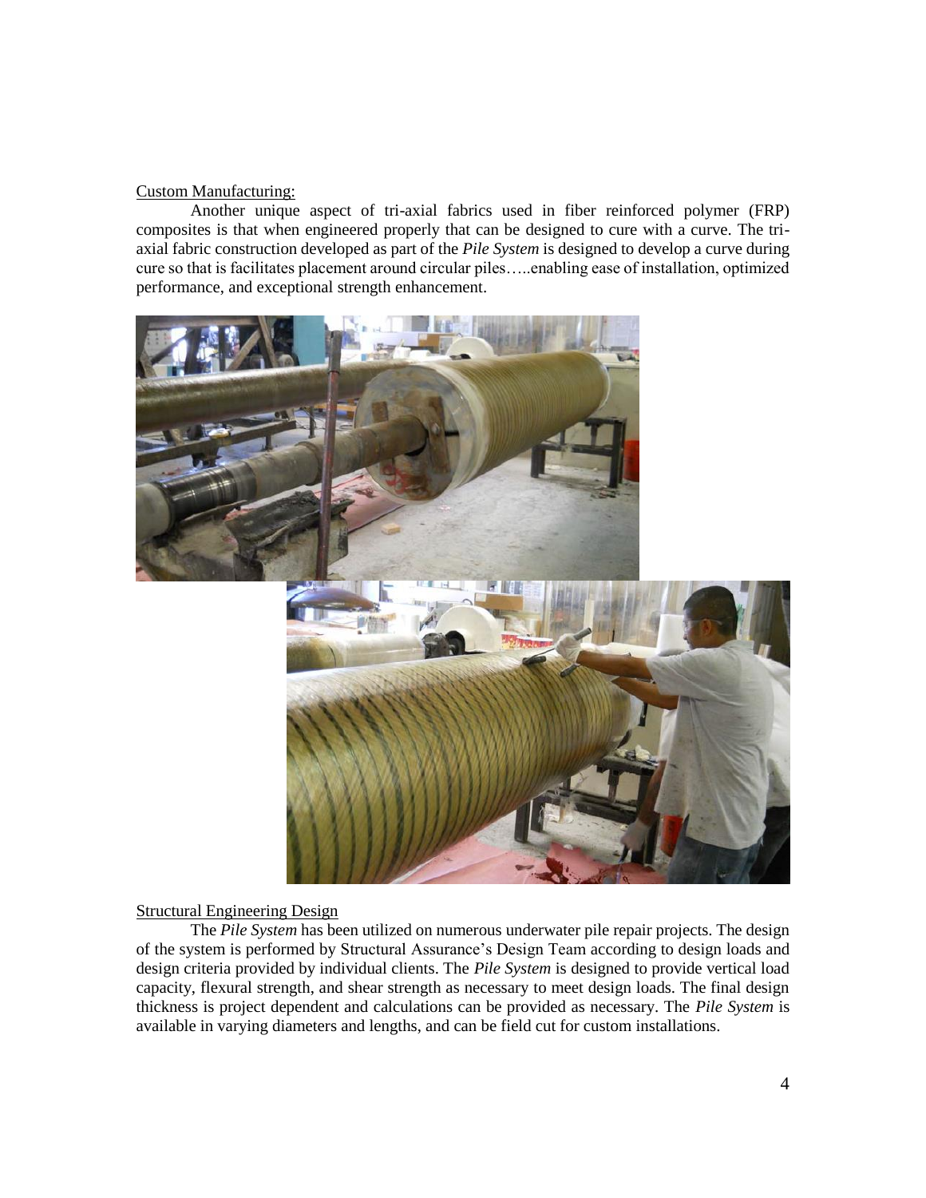Custom Manufacturing:

Another unique aspect of tri-axial fabrics used in fiber reinforced polymer (FRP) composites is that when engineered properly that can be designed to cure with a curve. The tri-axial fabric construction developed as part of the *Pile System* is designed to develop a curve during cure so that is facilitates placement around circular piles…..enabling ease of installation, optimized performance, and exceptional strength enhancement.

Structural Engineering Design

The *Pile System* has been utilized on numerous underwater pile repair projects. The design of the system is performed by Structural Assurance's Design Team according to design loads and design criteria provided by individual clients. The *Pile System* is designed to provide vertical load capacity, flexural strength, and shear strength as necessary to meet design loads. The final design thickness is project dependent and calculations can be provided as necessary. The *Pile System* is available in varying diameters and lengths, and can be field cut for custom installations.